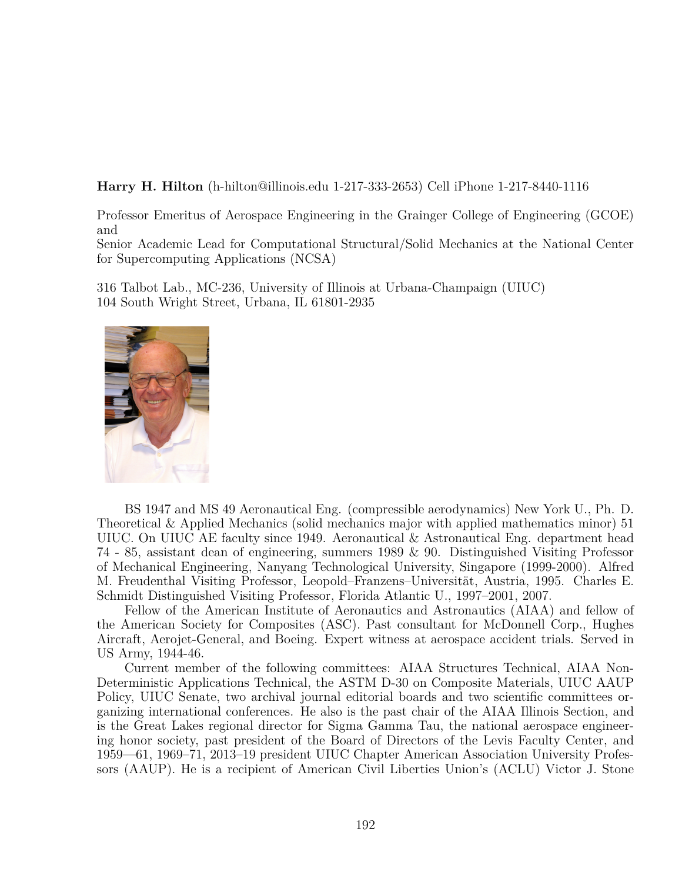**Harry H. Hilton** (h-hilton@illinois.edu 1-217-333-2653) Cell iPhone 1-217-8440-1116

Professor Emeritus of Aerospace Engineering in the Grainger College of Engineering (GCOE) and
Senior Academic Lead for Computational Structural/Solid Mechanics at the National Center for Supercomputing Applications (NCSA)

316 Talbot Lab., MC-236, University of Illinois at Urbana-Champaign (UIUC)
104 South Wright Street, Urbana, IL 61801-2935

BS 1947 and MS 49 Aeronautical Eng. (compressible aerodynamics) New York U., Ph. D. Theoretical & Applied Mechanics (solid mechanics major with applied mathematics minor) 51 UIUC. On UIUC AE faculty since 1949. Aeronautical & Astronautical Eng. department head 74 - 85, assistant dean of engineering, summers 1989 & 90. Distinguished Visiting Professor of Mechanical Engineering, Nanyang Technological University, Singapore (1999-2000). Alfred M. Freudenthal Visiting Professor, Leopold–Franzens–Universität, Austria, 1995. Charles E. Schmidt Distinguished Visiting Professor, Florida Atlantic U., 1997–2001, 2007.

Fellow of the American Institute of Aeronautics and Astronautics (AIAA) and fellow of the American Society for Composites (ASC). Past consultant for McDonnell Corp., Hughes Aircraft, Aerojet-General, and Boeing. Expert witness at aerospace accident trials. Served in US Army, 1944-46.

Current member of the following committees: AIAA Structures Technical, AIAA Non-Deterministic Applications Technical, the ASTM D-30 on Composite Materials, UIUC AAUP Policy, UIUC Senate, two archival journal editorial boards and two scientific committees organizing international conferences. He also is the past chair of the AIAA Illinois Section, and is the Great Lakes regional director for Sigma Gamma Tau, the national aerospace engineering honor society, past president of the Board of Directors of the Levis Faculty Center, and 1959—61, 1969–71, 2013–19 president UIUC Chapter American Association University Professors (AAUP). He is a recipient of American Civil Liberties Union's (ACLU) Victor J. Stone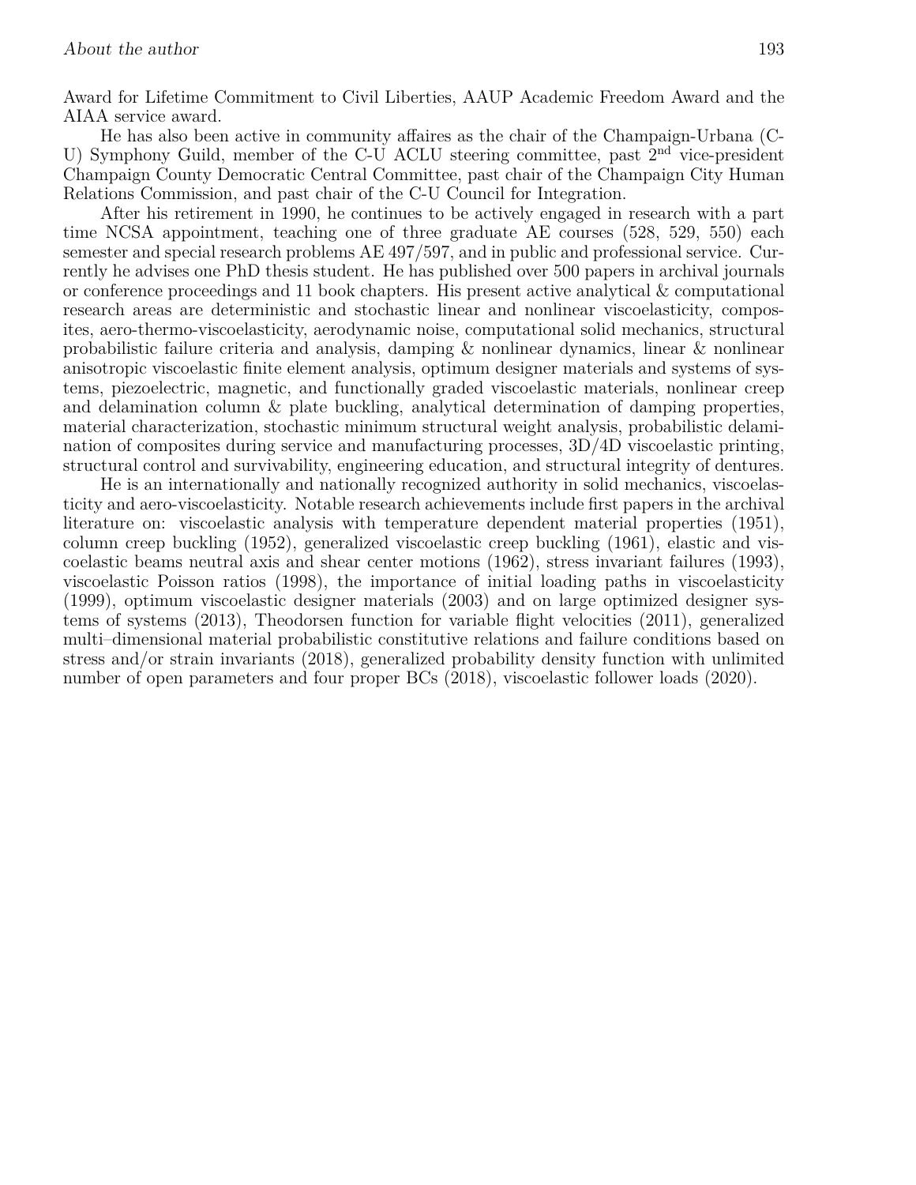Award for Lifetime Commitment to Civil Liberties, AAUP Academic Freedom Award and the AIAA service award.

He has also been active in community affaires as the chair of the Champaign-Urbana (C-U) Symphony Guild, member of the C-U ACLU steering committee, past 2$^{\text{nd}}$ vice-president Champaign County Democratic Central Committee, past chair of the Champaign City Human Relations Commission, and past chair of the C-U Council for Integration.

After his retirement in 1990, he continues to be actively engaged in research with a part time NCSA appointment, teaching one of three graduate AE courses (528, 529, 550) each semester and special research problems AE 497/597, and in public and professional service. Currently he advises one PhD thesis student. He has published over 500 papers in archival journals or conference proceedings and 11 book chapters. His present active analytical & computational research areas are deterministic and stochastic linear and nonlinear viscoelasticity, composites, aero-thermo-viscoelasticity, aerodynamic noise, computational solid mechanics, structural probabilistic failure criteria and analysis, damping & nonlinear dynamics, linear & nonlinear anisotropic viscoelastic finite element analysis, optimum designer materials and systems of systems, piezoelectric, magnetic, and functionally graded viscoelastic materials, nonlinear creep and delamination column & plate buckling, analytical determination of damping properties, material characterization, stochastic minimum structural weight analysis, probabilistic delamination of composites during service and manufacturing processes, 3D/4D viscoelastic printing, structural control and survivability, engineering education, and structural integrity of dentures.

He is an internationally and nationally recognized authority in solid mechanics, viscoelasticity and aero-viscoelasticity. Notable research achievements include first papers in the archival literature on: viscoelastic analysis with temperature dependent material properties (1951), column creep buckling (1952), generalized viscoelastic creep buckling (1961), elastic and viscoelastic beams neutral axis and shear center motions (1962), stress invariant failures (1993), viscoelastic Poisson ratios (1998), the importance of initial loading paths in viscoelasticity (1999), optimum viscoelastic designer materials (2003) and on large optimized designer systems of systems (2013), Theodorsen function for variable flight velocities (2011), generalized multi–dimensional material probabilistic constitutive relations and failure conditions based on stress and/or strain invariants (2018), generalized probability density function with unlimited number of open parameters and four proper BCs (2018), viscoelastic follower loads (2020).